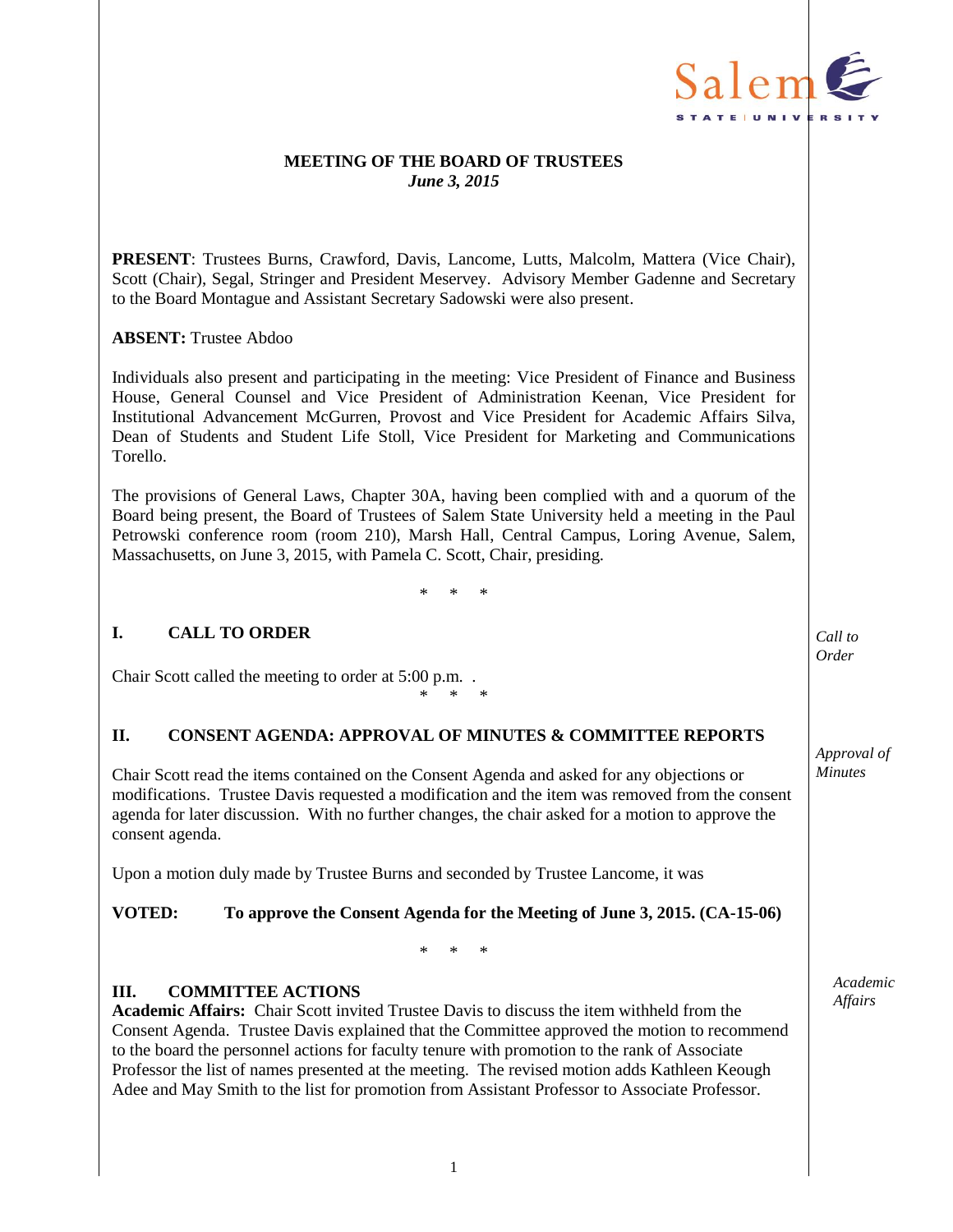Salem STATE UNIVERSITY

**MEETING OF THE BOARD OF TRUSTEES**
***June 3, 2015***

**PRESENT**: Trustees Burns, Crawford, Davis, Lancome, Lutts, Malcolm, Mattera (Vice Chair), Scott (Chair), Segal, Stringer and President Meservey. Advisory Member Gadenne and Secretary to the Board Montague and Assistant Secretary Sadowski were also present.

**ABSENT:** Trustee Abdoo

Individuals also present and participating in the meeting: Vice President of Finance and Business House, General Counsel and Vice President of Administration Keenan, Vice President for Institutional Advancement McGurren, Provost and Vice President for Academic Affairs Silva, Dean of Students and Student Life Stoll, Vice President for Marketing and Communications Torello.

The provisions of General Laws, Chapter 30A, having been complied with and a quorum of the Board being present, the Board of Trustees of Salem State University held a meeting in the Paul Petrowski conference room (room 210), Marsh Hall, Central Campus, Loring Avenue, Salem, Massachusetts, on June 3, 2015, with Pamela C. Scott, Chair, presiding.

\* \* \*

## I. CALL TO ORDER

*Call to Order*

Chair Scott called the meeting to order at 5:00 p.m. .

\* \* \*

## II. CONSENT AGENDA: APPROVAL OF MINUTES & COMMITTEE REPORTS

*Approval of Minutes*

Chair Scott read the items contained on the Consent Agenda and asked for any objections or modifications. Trustee Davis requested a modification and the item was removed from the consent agenda for later discussion. With no further changes, the chair asked for a motion to approve the consent agenda.

Upon a motion duly made by Trustee Burns and seconded by Trustee Lancome, it was

**VOTED: To approve the Consent Agenda for the Meeting of June 3, 2015. (CA-15-06)**

\* \* \*

## III. COMMITTEE ACTIONS

*Academic Affairs*

**Academic Affairs:** Chair Scott invited Trustee Davis to discuss the item withheld from the Consent Agenda. Trustee Davis explained that the Committee approved the motion to recommend to the board the personnel actions for faculty tenure with promotion to the rank of Associate Professor the list of names presented at the meeting. The revised motion adds Kathleen Keough Adee and May Smith to the list for promotion from Assistant Professor to Associate Professor.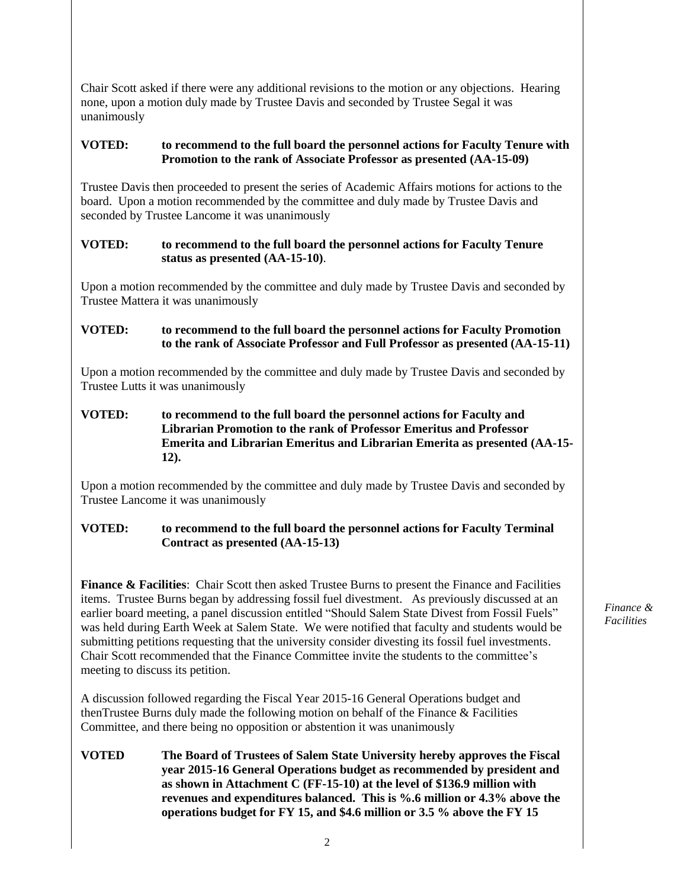Chair Scott asked if there were any additional revisions to the motion or any objections. Hearing none, upon a motion duly made by Trustee Davis and seconded by Trustee Segal it was unanimously

**VOTED: to recommend to the full board the personnel actions for Faculty Tenure with Promotion to the rank of Associate Professor as presented (AA-15-09)**

Trustee Davis then proceeded to present the series of Academic Affairs motions for actions to the board. Upon a motion recommended by the committee and duly made by Trustee Davis and seconded by Trustee Lancome it was unanimously

**VOTED: to recommend to the full board the personnel actions for Faculty Tenure status as presented (AA-15-10)**.

Upon a motion recommended by the committee and duly made by Trustee Davis and seconded by Trustee Mattera it was unanimously

**VOTED: to recommend to the full board the personnel actions for Faculty Promotion to the rank of Associate Professor and Full Professor as presented (AA-15-11)**

Upon a motion recommended by the committee and duly made by Trustee Davis and seconded by Trustee Lutts it was unanimously

**VOTED: to recommend to the full board the personnel actions for Faculty and Librarian Promotion to the rank of Professor Emeritus and Professor Emerita and Librarian Emeritus and Librarian Emerita as presented (AA-15-12).**

Upon a motion recommended by the committee and duly made by Trustee Davis and seconded by Trustee Lancome it was unanimously

**VOTED: to recommend to the full board the personnel actions for Faculty Terminal Contract as presented (AA-15-13)**

*Finance & Facilities*

**Finance & Facilities**: Chair Scott then asked Trustee Burns to present the Finance and Facilities items. Trustee Burns began by addressing fossil fuel divestment. As previously discussed at an earlier board meeting, a panel discussion entitled "Should Salem State Divest from Fossil Fuels" was held during Earth Week at Salem State. We were notified that faculty and students would be submitting petitions requesting that the university consider divesting its fossil fuel investments. Chair Scott recommended that the Finance Committee invite the students to the committee's meeting to discuss its petition.

A discussion followed regarding the Fiscal Year 2015-16 General Operations budget and thenTrustee Burns duly made the following motion on behalf of the Finance & Facilities Committee, and there being no opposition or abstention it was unanimously

**VOTED The Board of Trustees of Salem State University hereby approves the Fiscal year 2015-16 General Operations budget as recommended by president and as shown in Attachment C (FF-15-10) at the level of $136.9 million with revenues and expenditures balanced. This is %.6 million or 4.3% above the operations budget for FY 15, and $4.6 million or 3.5 % above the FY 15**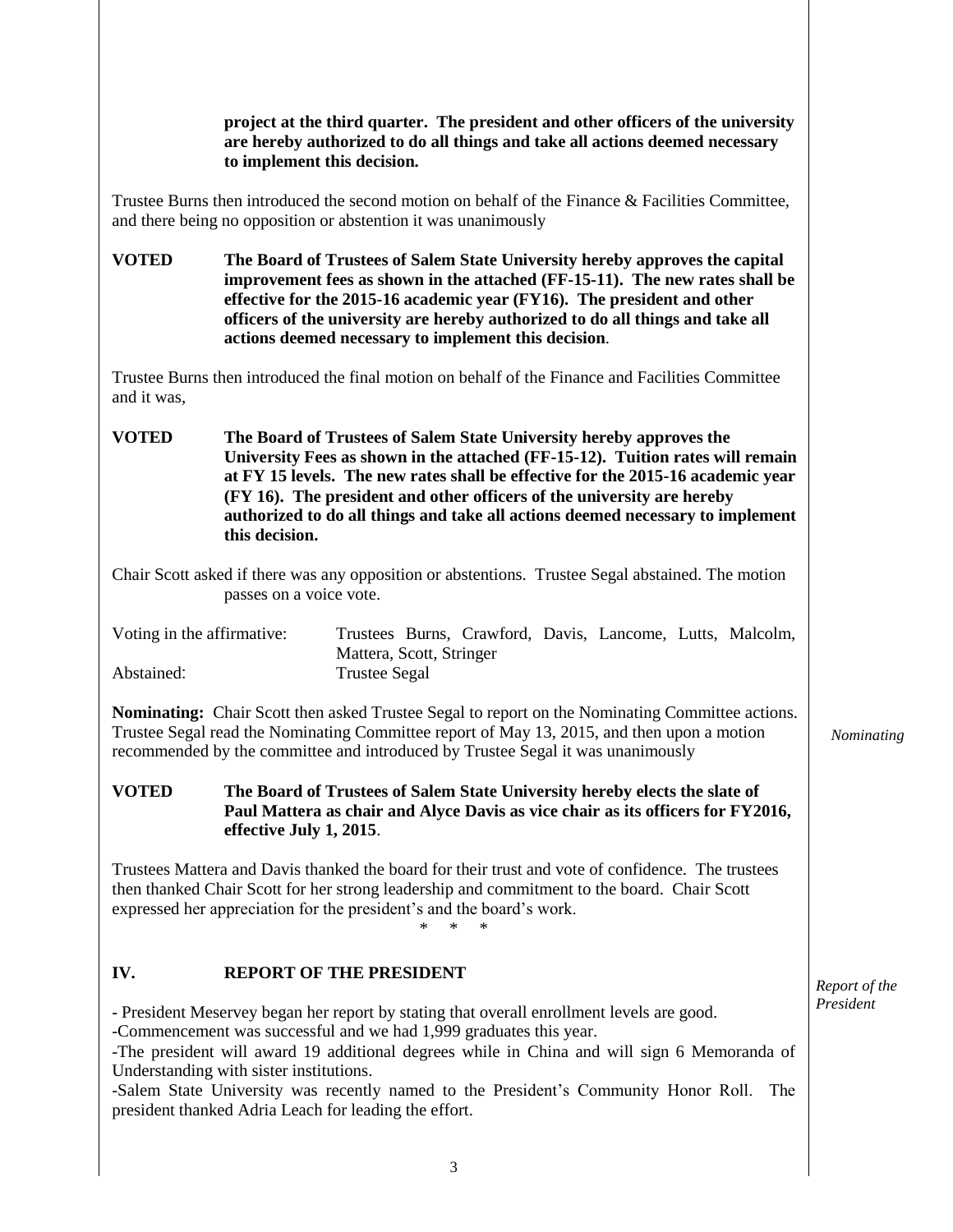**project at the third quarter. The president and other officers of the university are hereby authorized to do all things and take all actions deemed necessary to implement this decision.**

Trustee Burns then introduced the second motion on behalf of the Finance & Facilities Committee, and there being no opposition or abstention it was unanimously

**VOTED** **The Board of Trustees of Salem State University hereby approves the capital improvement fees as shown in the attached (FF-15-11). The new rates shall be effective for the 2015-16 academic year (FY16). The president and other officers of the university are hereby authorized to do all things and take all actions deemed necessary to implement this decision**.

Trustee Burns then introduced the final motion on behalf of the Finance and Facilities Committee and it was,

**VOTED** **The Board of Trustees of Salem State University hereby approves the University Fees as shown in the attached (FF-15-12). Tuition rates will remain at FY 15 levels. The new rates shall be effective for the 2015-16 academic year (FY 16). The president and other officers of the university are hereby authorized to do all things and take all actions deemed necessary to implement this decision.**

Chair Scott asked if there was any opposition or abstentions. Trustee Segal abstained. The motion passes on a voice vote.

Voting in the affirmative: Trustees Burns, Crawford, Davis, Lancome, Lutts, Malcolm, Mattera, Scott, Stringer
Abstained: Trustee Segal

*Nominating*

**Nominating:** Chair Scott then asked Trustee Segal to report on the Nominating Committee actions. Trustee Segal read the Nominating Committee report of May 13, 2015, and then upon a motion recommended by the committee and introduced by Trustee Segal it was unanimously

**VOTED** **The Board of Trustees of Salem State University hereby elects the slate of Paul Mattera as chair and Alyce Davis as vice chair as its officers for FY2016, effective July 1, 2015**.

Trustees Mattera and Davis thanked the board for their trust and vote of confidence. The trustees then thanked Chair Scott for her strong leadership and commitment to the board. Chair Scott expressed her appreciation for the president's and the board's work.

\* \* \*

## IV. REPORT OF THE PRESIDENT

*Report of the President*

- President Meservey began her report by stating that overall enrollment levels are good.
- Commencement was successful and we had 1,999 graduates this year.
- The president will award 19 additional degrees while in China and will sign 6 Memoranda of Understanding with sister institutions.
- Salem State University was recently named to the President's Community Honor Roll. The president thanked Adria Leach for leading the effort.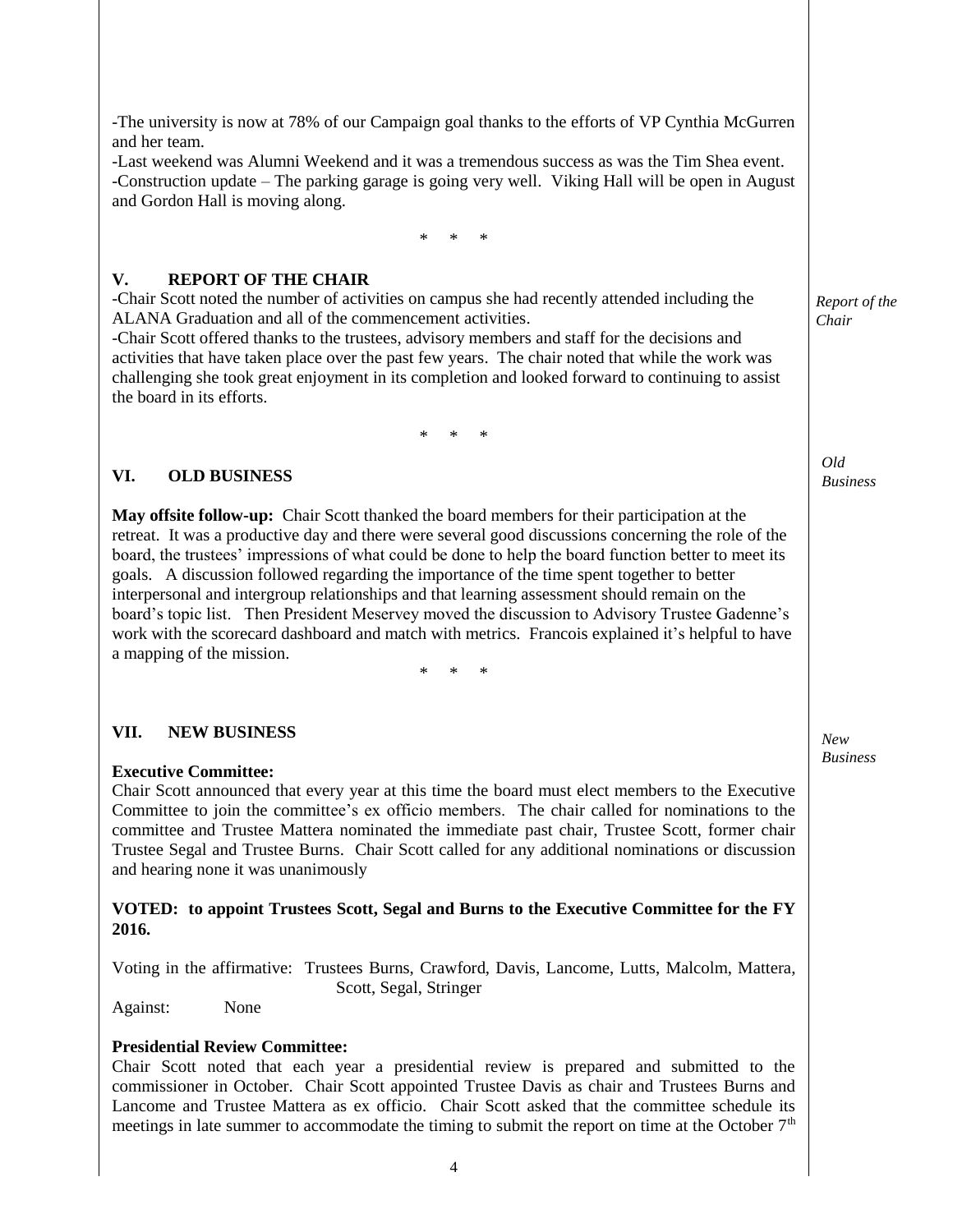-The university is now at 78% of our Campaign goal thanks to the efforts of VP Cynthia McGurren and her team.
-Last weekend was Alumni Weekend and it was a tremendous success as was the Tim Shea event.
-Construction update – The parking garage is going very well. Viking Hall will be open in August and Gordon Hall is moving along.

\* \* \*

## V. REPORT OF THE CHAIR

*Report of the Chair*

-Chair Scott noted the number of activities on campus she had recently attended including the ALANA Graduation and all of the commencement activities.
-Chair Scott offered thanks to the trustees, advisory members and staff for the decisions and activities that have taken place over the past few years. The chair noted that while the work was challenging she took great enjoyment in its completion and looked forward to continuing to assist the board in its efforts.

\* \* \*

## VI. OLD BUSINESS

*Old Business*

**May offsite follow-up:** Chair Scott thanked the board members for their participation at the retreat. It was a productive day and there were several good discussions concerning the role of the board, the trustees' impressions of what could be done to help the board function better to meet its goals. A discussion followed regarding the importance of the time spent together to better interpersonal and intergroup relationships and that learning assessment should remain on the board's topic list. Then President Meservey moved the discussion to Advisory Trustee Gadenne's work with the scorecard dashboard and match with metrics. Francois explained it's helpful to have a mapping of the mission.

\* \* \*

## VII. NEW BUSINESS

*New Business*

**Executive Committee:**
Chair Scott announced that every year at this time the board must elect members to the Executive Committee to join the committee's ex officio members. The chair called for nominations to the committee and Trustee Mattera nominated the immediate past chair, Trustee Scott, former chair Trustee Segal and Trustee Burns. Chair Scott called for any additional nominations or discussion and hearing none it was unanimously

**VOTED: to appoint Trustees Scott, Segal and Burns to the Executive Committee for the FY 2016.**

Voting in the affirmative: Trustees Burns, Crawford, Davis, Lancome, Lutts, Malcolm, Mattera, Scott, Segal, Stringer
Against: None

**Presidential Review Committee:**
Chair Scott noted that each year a presidential review is prepared and submitted to the commissioner in October. Chair Scott appointed Trustee Davis as chair and Trustees Burns and Lancome and Trustee Mattera as ex officio. Chair Scott asked that the committee schedule its meetings in late summer to accommodate the timing to submit the report on time at the October 7th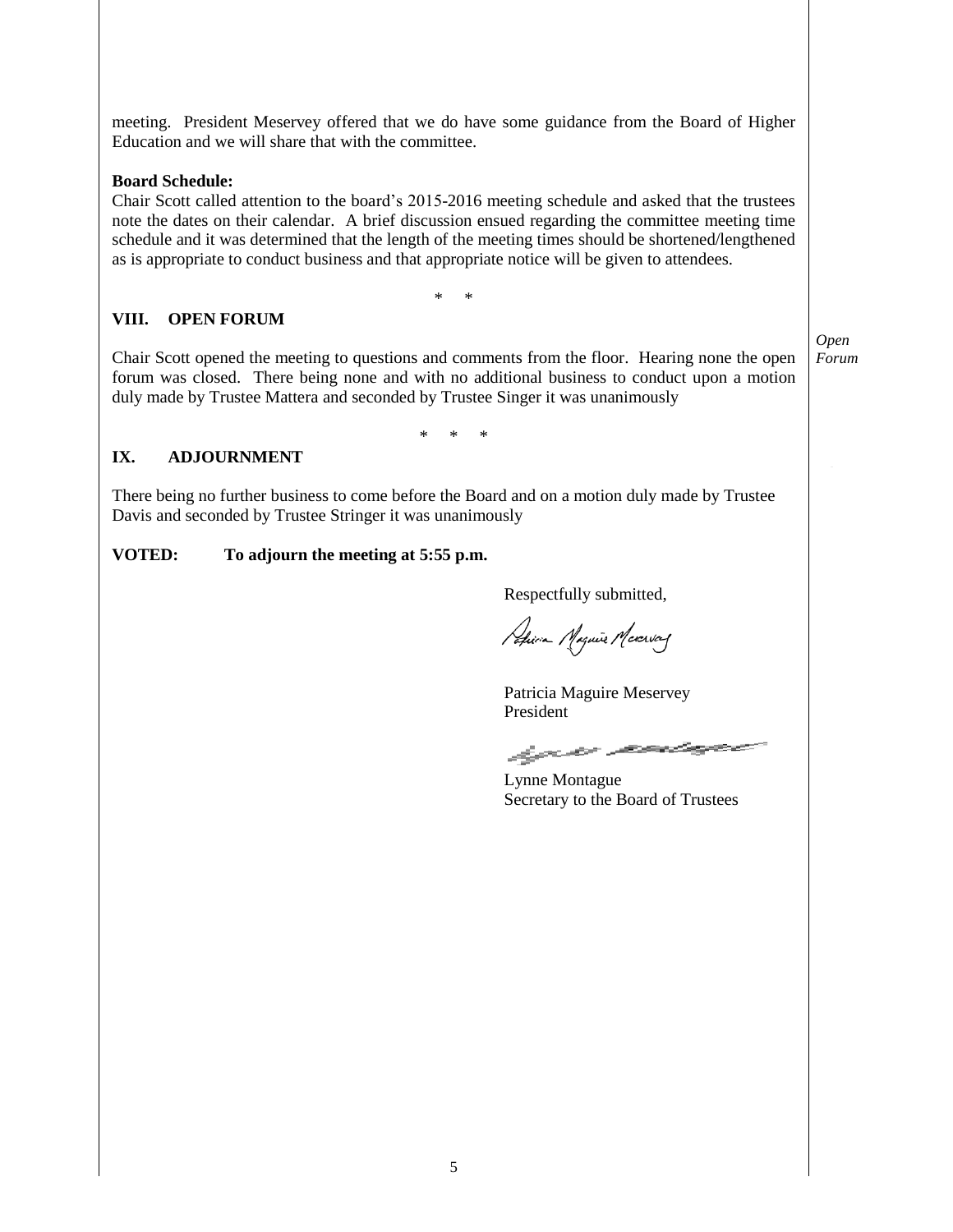meeting. President Meservey offered that we do have some guidance from the Board of Higher Education and we will share that with the committee.

**Board Schedule:**
Chair Scott called attention to the board's 2015-2016 meeting schedule and asked that the trustees note the dates on their calendar. A brief discussion ensued regarding the committee meeting time schedule and it was determined that the length of the meeting times should be shortened/lengthened as is appropriate to conduct business and that appropriate notice will be given to attendees.

\* \*

## VIII. OPEN FORUM

*Open Forum*

Chair Scott opened the meeting to questions and comments from the floor. Hearing none the open forum was closed. There being none and with no additional business to conduct upon a motion duly made by Trustee Mattera and seconded by Trustee Singer it was unanimously

\* \* \*

## IX. ADJOURNMENT

There being no further business to come before the Board and on a motion duly made by Trustee Davis and seconded by Trustee Stringer it was unanimously

**VOTED: To adjourn the meeting at 5:55 p.m.**

Respectfully submitted,

Patricia Maguire Meservey
President

Lynne Montague
Secretary to the Board of Trustees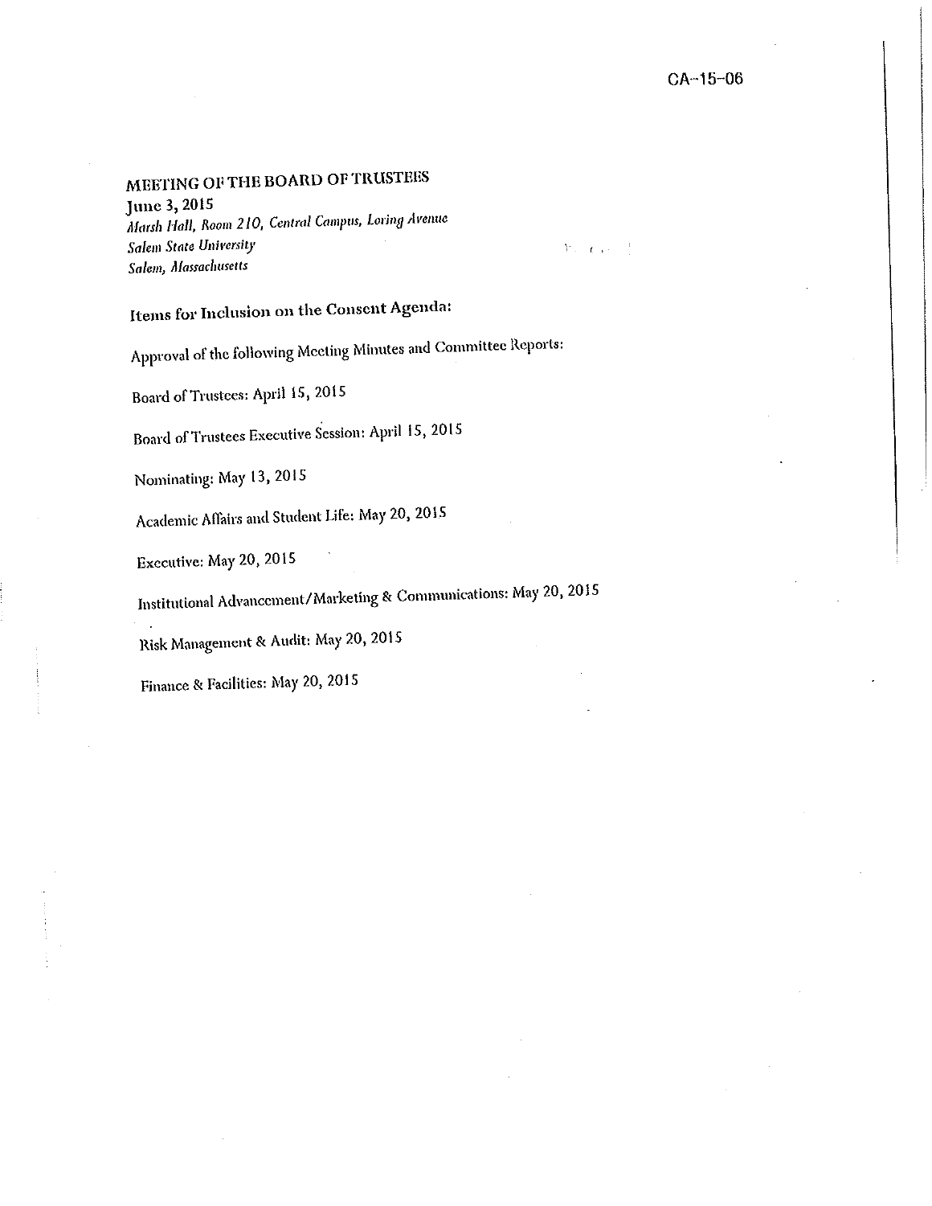CA-15-06

## MEETING OF THE BOARD OF TRUSTEES

**June 3, 2015**
*Marsh Hall, Room 210, Central Campus, Loring Avenue*
*Salem State University*
*Salem, Massachusetts*

### Items for Inclusion on the Consent Agenda:

Approval of the following Meeting Minutes and Committee Reports:

Board of Trustees: April 15, 2015

Board of Trustees Executive Session: April 15, 2015

Nominating: May 13, 2015

Academic Affairs and Student Life: May 20, 2015

Executive: May 20, 2015

Institutional Advancement/Marketing & Communications: May 20, 2015

Risk Management & Audit: May 20, 2015

Finance & Facilities: May 20, 2015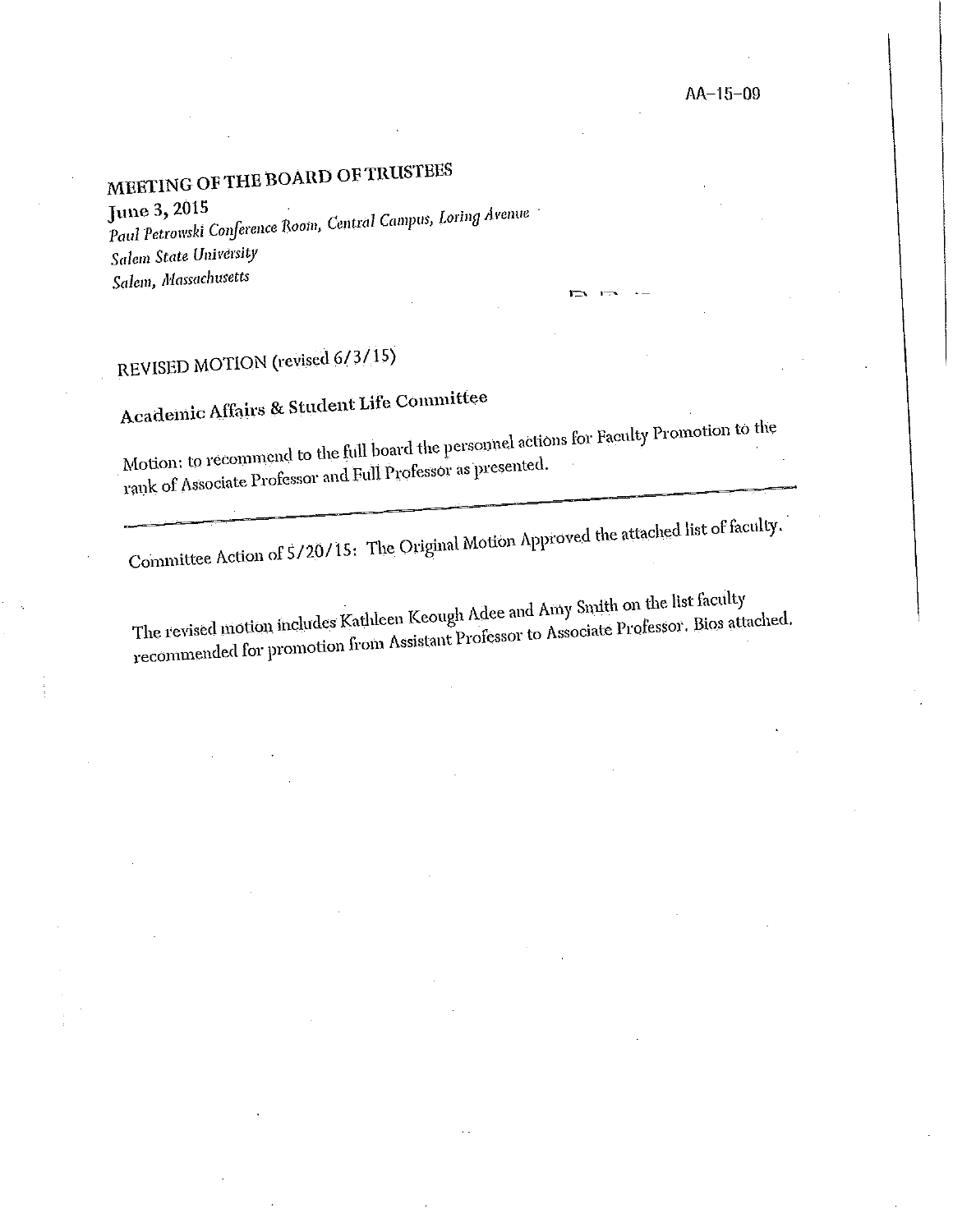AA-15-09

# MEETING OF THE BOARD OF TRUSTEES

**June 3, 2015**
*Paul Petrowski Conference Room, Central Campus, Loring Avenue*
*Salem State University*
*Salem, Massachusetts*

## REVISED MOTION (revised 6/3/15)

### Academic Affairs & Student Life Committee

Motion: to recommend to the full board the personnel actions for Faculty Promotion to the rank of Associate Professor and Full Professor as presented.

---

Committee Action of 5/20/15: The Original Motion Approved the attached list of faculty.

The revised motion includes Kathleen Keough Adee and Amy Smith on the list faculty recommended for promotion from Assistant Professor to Associate Professor. Bios attached.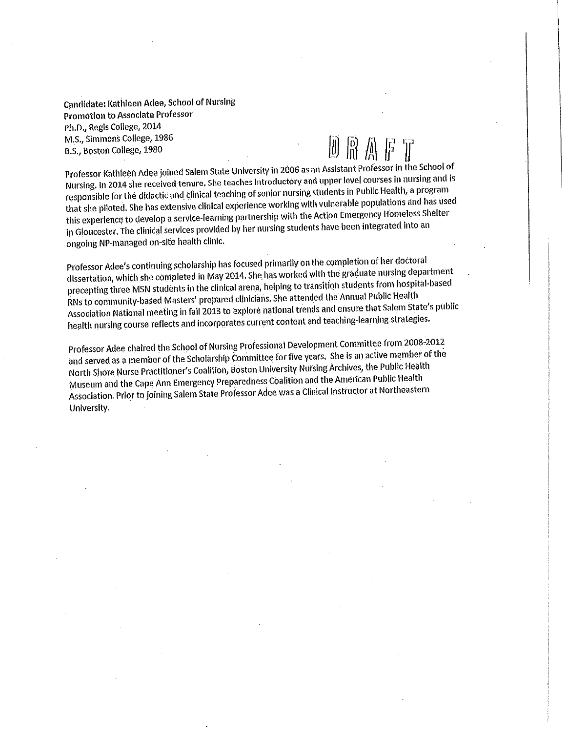**Candidate: Kathleen Adee, School of Nursing**
**Promotion to Associate Professor**
**Ph.D., Regis College, 2014**
**M.S., Simmons College, 1986**
**B.S., Boston College, 1980**

DRAFT

Professor Kathleen Adee joined Salem State University in 2006 as an Assistant Professor in the School of Nursing. In 2014 she received tenure. She teaches introductory and upper level courses in nursing and is responsible for the didactic and clinical teaching of senior nursing students in Public Health, a program that she piloted. She has extensive clinical experience working with vulnerable populations and has used this experience to develop a service-learning partnership with the Action Emergency Homeless Shelter in Gloucester. The clinical services provided by her nursing students have been integrated into an ongoing NP-managed on-site health clinic.

Professor Adee's continuing scholarship has focused primarily on the completion of her doctoral dissertation, which she completed in May 2014. She has worked with the graduate nursing department precepting three MSN students in the clinical arena, helping to transition students from hospital-based RNs to community-based Masters' prepared clinicians. She attended the Annual Public Health Association National meeting in fall 2013 to explore national trends and ensure that Salem State's public health nursing course reflects and incorporates current content and teaching-learning strategies.

Professor Adee chaired the School of Nursing Professional Development Committee from 2008-2012 and served as a member of the Scholarship Committee for five years. She is an active member of the North Shore Nurse Practitioner's Coalition, Boston University Nursing Archives, the Public Health Museum and the Cape Ann Emergency Preparedness Coalition and the American Public Health Association. Prior to joining Salem State Professor Adee was a Clinical Instructor at Northeastern University.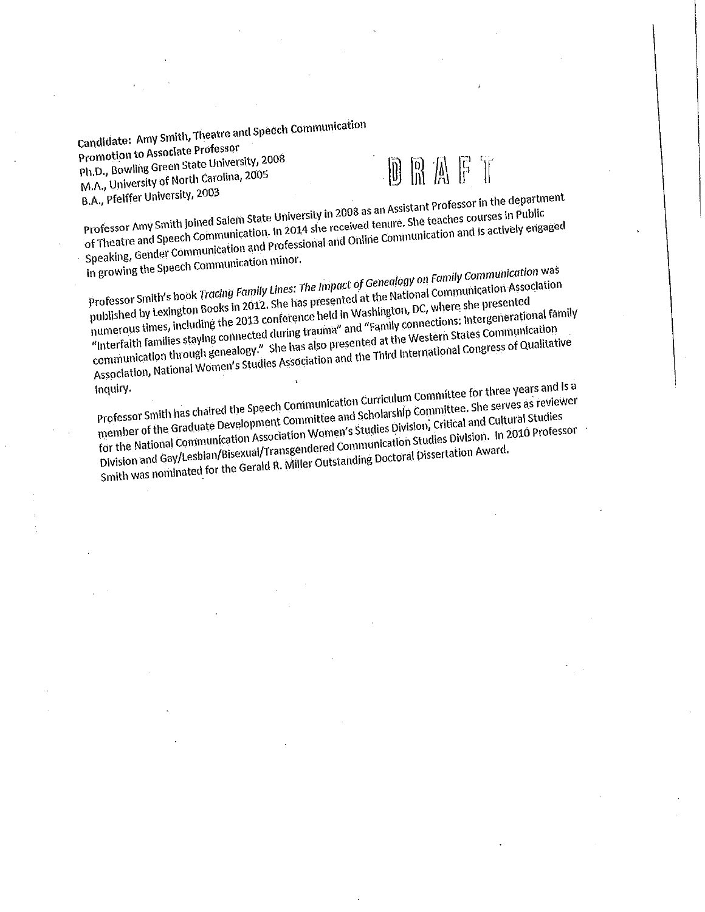**Candidate:** Amy Smith, Theatre and Speech Communication
**Promotion to Associate Professor**
Ph.D., Bowling Green State University, 2008
M.A., University of North Carolina, 2005
B.A., Pfeiffer University, 2003

DRAFT

Professor Amy Smith joined Salem State University in 2008 as an Assistant Professor in the department of Theatre and Speech Communication. In 2014 she received tenure. She teaches courses in Public Speaking, Gender Communication and Professional and Online Communication and is actively engaged in growing the Speech Communication minor.

Professor Smith's book *Tracing Family Lines: The Impact of Genealogy on Family Communication* was published by Lexington Books in 2012. She has presented at the National Communication Association numerous times, including the 2013 conference held in Washington, DC, where she presented "Interfaith families staying connected during trauma" and "Family connections: Intergenerational family communication through genealogy." She has also presented at the Western States Communication Association, National Women's Studies Association and the Third International Congress of Qualitative Inquiry.

Professor Smith has chaired the Speech Communication Curriculum Committee for three years and is a member of the Graduate Development Committee and Scholarship Committee. She serves as reviewer for the National Communication Association Women's Studies Division, Critical and Cultural Studies Division and Gay/Lesbian/Bisexual/Transgendered Communication Studies Division. In 2010 Professor Smith was nominated for the Gerald R. Miller Outstanding Doctoral Dissertation Award.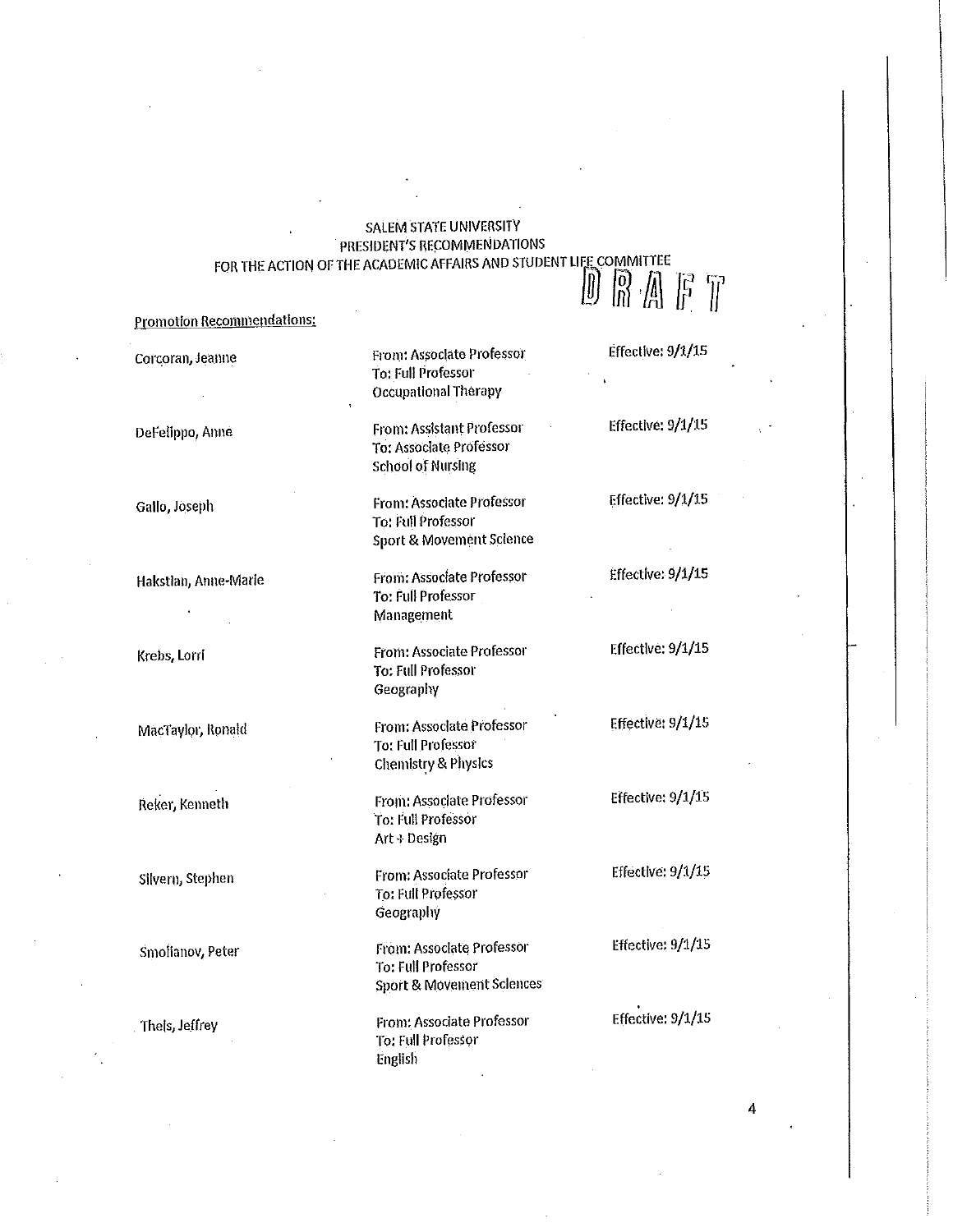SALEM STATE UNIVERSITY
PRESIDENT'S RECOMMENDATIONS
FOR THE ACTION OF THE ACADEMIC AFFAIRS AND STUDENT LIFE COMMITTEE

DRAFT

Promotion Recommendations:

| Name | Promotion | Effective |
|---|---|---|
| Corcoran, Jeanne | From: Associate Professor<br>To: Full Professor<br>Occupational Therapy | Effective: 9/1/15 |
| DeFelippo, Anne | From: Assistant Professor<br>To: Associate Professor<br>School of Nursing | Effective: 9/1/15 |
| Gallo, Joseph | From: Associate Professor<br>To: Full Professor<br>Sport & Movement Science | Effective: 9/1/15 |
| Hakstian, Anne-Marie | From: Associate Professor<br>To: Full Professor<br>Management | Effective: 9/1/15 |
| Krebs, Lorri | From: Associate Professor<br>To: Full Professor<br>Geography | Effective: 9/1/15 |
| MacTaylor, Ronald | From: Associate Professor<br>To: Full Professor<br>Chemistry & Physics | Effective: 9/1/15 |
| Reker, Kenneth | From: Associate Professor<br>To: Full Professor<br>Art + Design | Effective: 9/1/15 |
| Silvern, Stephen | From: Associate Professor<br>To: Full Professor<br>Geography | Effective: 9/1/15 |
| Smolianov, Peter | From: Associate Professor<br>To: Full Professor<br>Sport & Movement Sciences | Effective: 9/1/15 |
| Theis, Jeffrey | From: Associate Professor<br>To: Full Professor<br>English | Effective: 9/1/15 |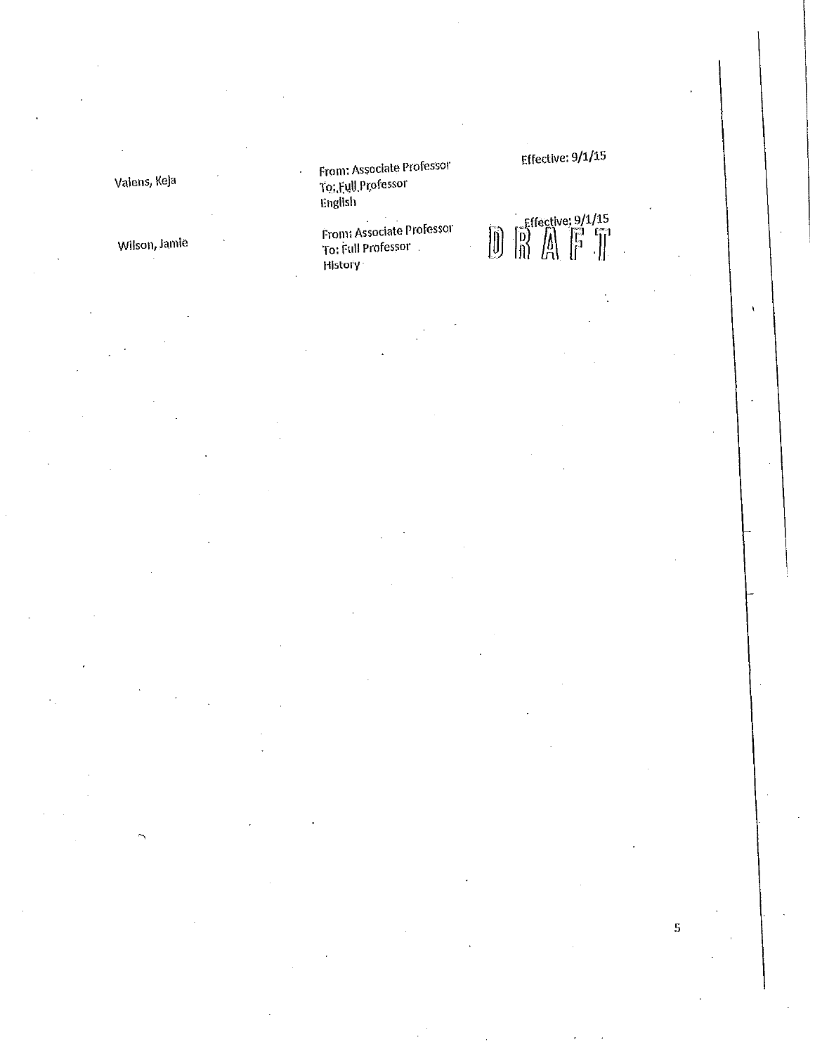| | | |
|---|---|---|
| Valens, Keja | From: Associate Professor<br>To: Full Professor<br>English | Effective: 9/1/15 |
| Wilson, Jamie | From: Associate Professor<br>To: Full Professor<br>History | Effective: 9/1/15 |

DRAFT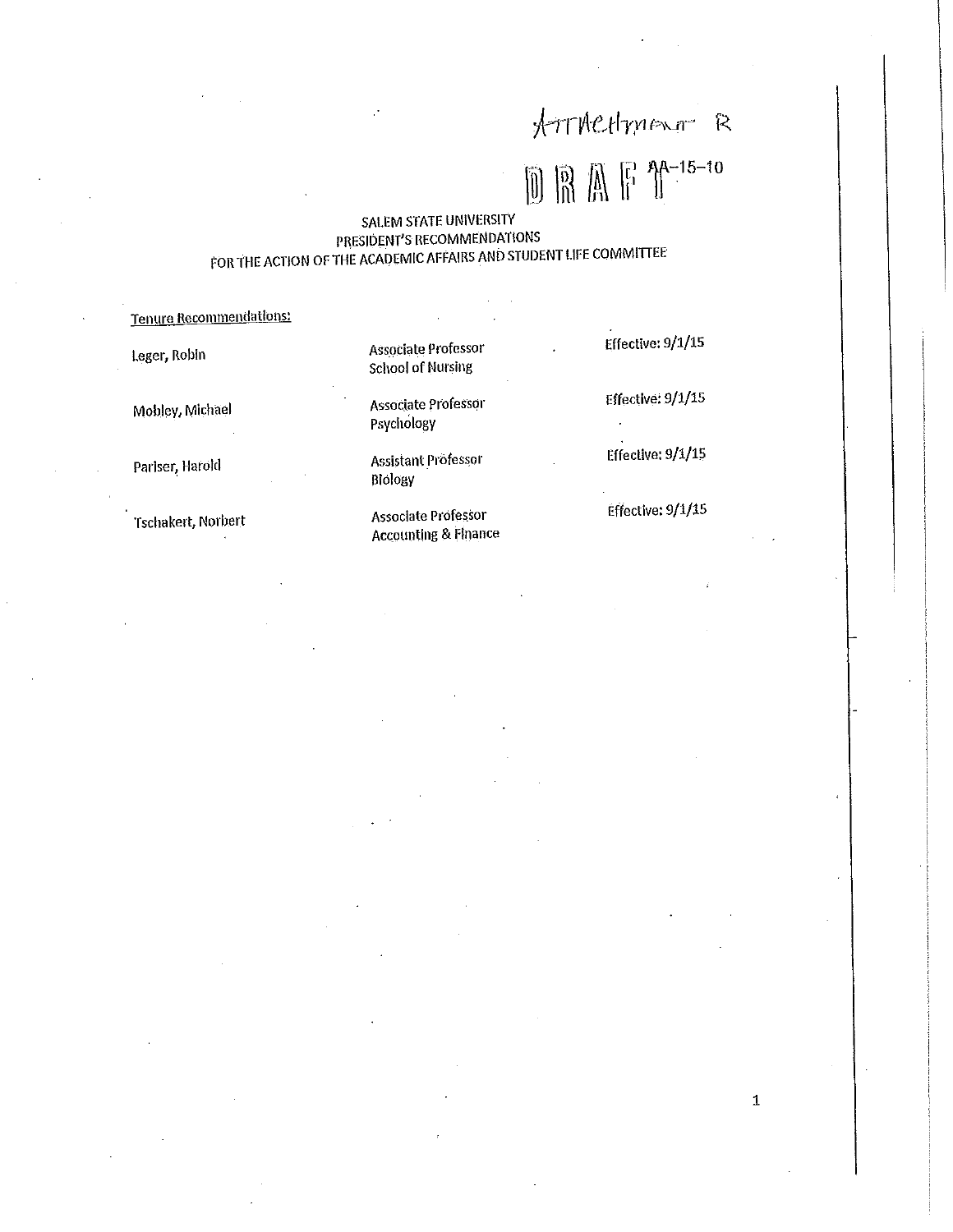Attachment R

DRAFT AA-15-10

# SALEM STATE UNIVERSITY
## PRESIDENT'S RECOMMENDATIONS
## FOR THE ACTION OF THE ACADEMIC AFFAIRS AND STUDENT LIFE COMMITTEE

**Tenure Recommendations:**

| | | |
|---|---|---|
| Leger, Robin | Associate Professor<br>School of Nursing | Effective: 9/1/15 |
| Mobley, Michael | Associate Professor<br>Psychology | Effective: 9/1/15 |
| Pariser, Harold | Assistant Professor<br>Biology | Effective: 9/1/15 |
| Tschakert, Norbert | Associate Professor<br>Accounting & Finance | Effective: 9/1/15 |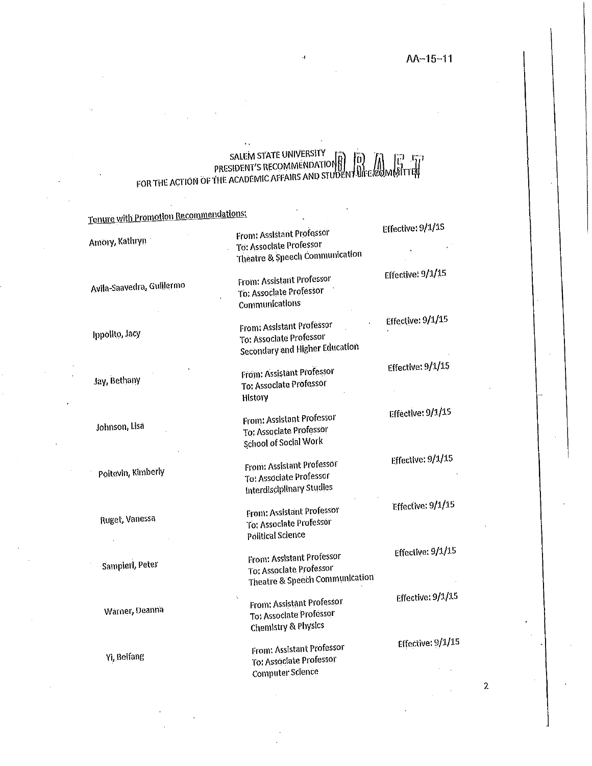AA-15-11

SALEM STATE UNIVERSITY
PRESIDENT'S RECOMMENDATION DRAFT
FOR THE ACTION OF THE ACADEMIC AFFAIRS AND STUDENT LIFE COMMITTEE

Tenure with Promotion Recommendations:

| Name | Rank / Department | Effective |
|---|---|---|
| Amory, Kathryn | From: Assistant Professor<br>To: Associate Professor<br>Theatre & Speech Communication | Effective: 9/1/15 |
| Avila-Saavedra, Guillermo | From: Assistant Professor<br>To: Associate Professor<br>Communications | Effective: 9/1/15 |
| Ippolito, Jacy | From: Assistant Professor<br>To: Associate Professor<br>Secondary and Higher Education | Effective: 9/1/15 |
| Jay, Bethany | From: Assistant Professor<br>To: Associate Professor<br>History | Effective: 9/1/15 |
| Johnson, Lisa | From: Assistant Professor<br>To: Associate Professor<br>School of Social Work | Effective: 9/1/15 |
| Poitevin, Kimberly | From: Assistant Professor<br>To: Associate Professor<br>Interdisciplinary Studies | Effective: 9/1/15 |
| Ruget, Vanessa | From: Assistant Professor<br>To: Associate Professor<br>Political Science | Effective: 9/1/15 |
| Sampieri, Peter | From: Assistant Professor<br>To: Associate Professor<br>Theatre & Speech Communication | Effective: 9/1/15 |
| Warner, Deanna | From: Assistant Professor<br>To: Associate Professor<br>Chemistry & Physics | Effective: 9/1/15 |
| Yi, Beifang | From: Assistant Professor<br>To: Associate Professor<br>Computer Science | Effective: 9/1/15 |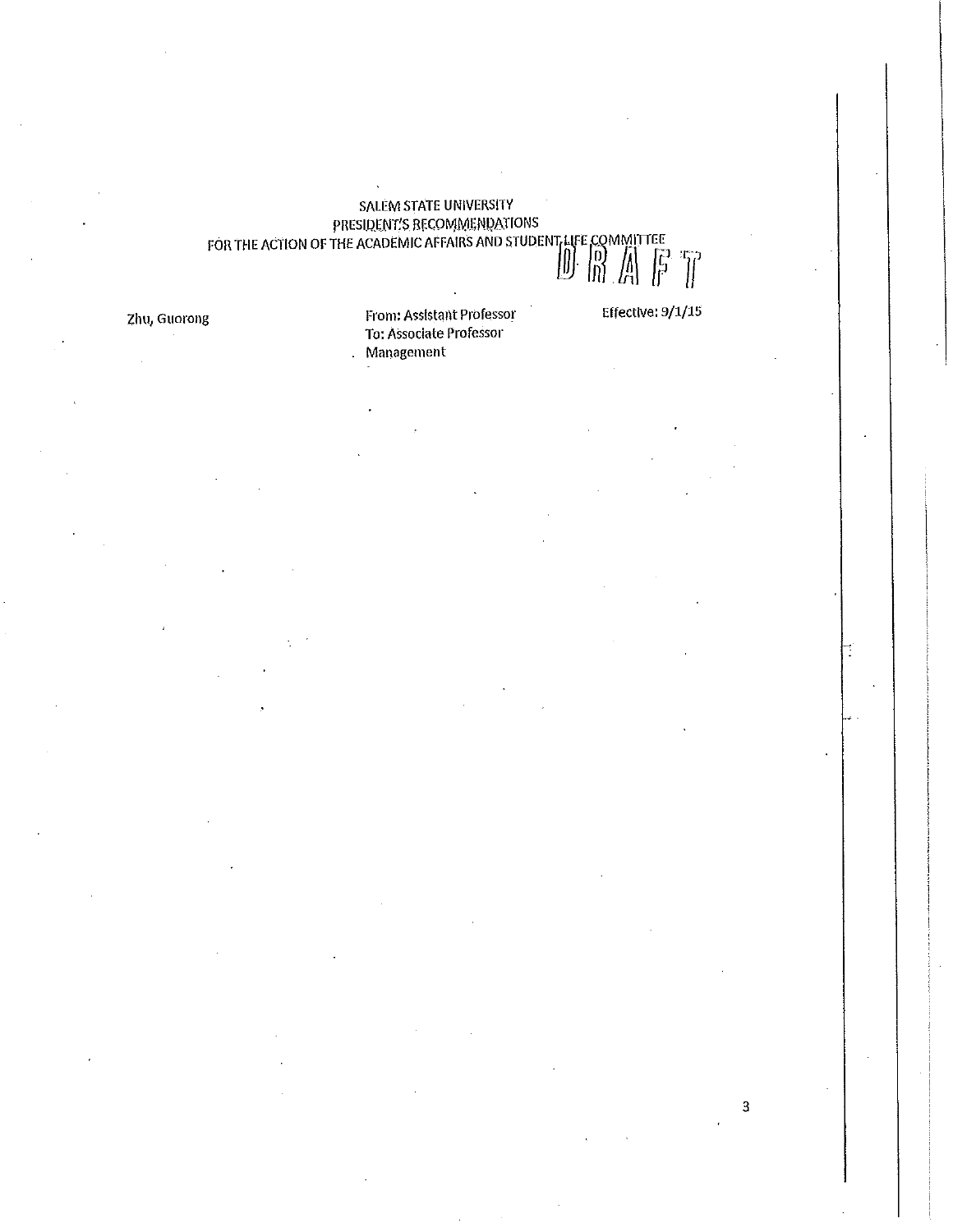SALEM STATE UNIVERSITY
PRESIDENT'S RECOMMENDATIONS
FOR THE ACTION OF THE ACADEMIC AFFAIRS AND STUDENT LIFE COMMITTEE

DRAFT

| Zhu, Guorong | From: Assistant Professor<br>To: Associate Professor<br>Management | Effective: 9/1/15 |
|---|---|---|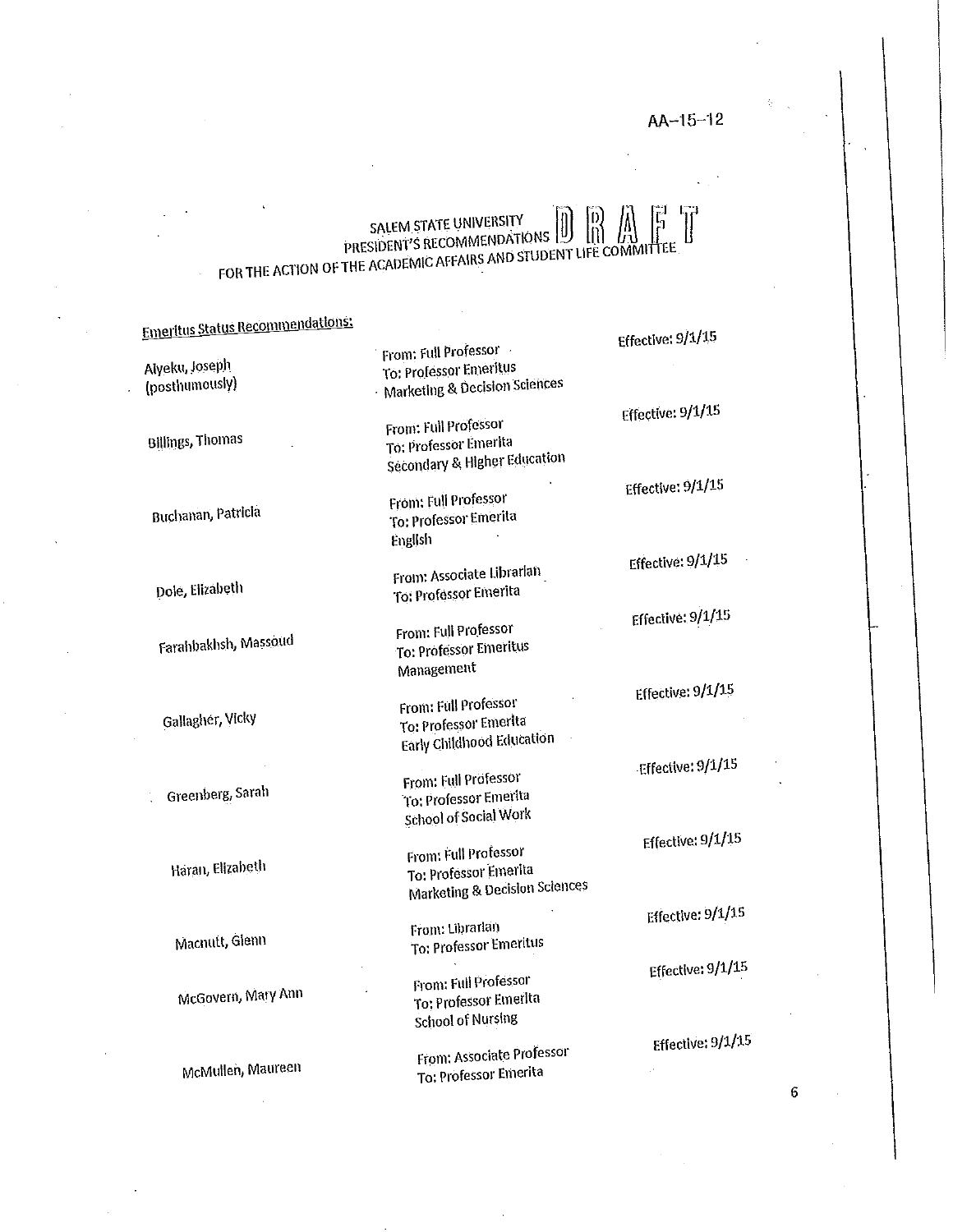AA–15–12

# SALEM STATE UNIVERSITY PRESIDENT'S RECOMMENDATIONS FOR THE ACTION OF THE ACADEMIC AFFAIRS AND STUDENT LIFE COMMITTEE

DRAFT

**Emeritus Status Recommendations:**

| Name | Recommendation | Effective |
|---|---|---|
| Aiyeku, Joseph (posthumously) | From: Full Professor<br>To: Professor Emeritus<br>Marketing & Decision Sciences | Effective: 9/1/15 |
| Billings, Thomas | From: Full Professor<br>To: Professor Emerita<br>Secondary & Higher Education | Effective: 9/1/15 |
| Buchanan, Patricia | From: Full Professor<br>To: Professor Emerita<br>English | Effective: 9/1/15 |
| Dole, Elizabeth | From: Associate Librarian<br>To: Professor Emerita | Effective: 9/1/15 |
| Farahbakhsh, Massoud | From: Full Professor<br>To: Professor Emeritus<br>Management | Effective: 9/1/15 |
| Gallagher, Vicky | From: Full Professor<br>To: Professor Emerita<br>Early Childhood Education | Effective: 9/1/15 |
| Greenberg, Sarah | From: Full Professor<br>To: Professor Emerita<br>School of Social Work | Effective: 9/1/15 |
| Haran, Elizabeth | From: Full Professor<br>To: Professor Emerita<br>Marketing & Decision Sciences | Effective: 9/1/15 |
| Macnutt, Glenn | From: Librarian<br>To: Professor Emeritus | Effective: 9/1/15 |
| McGovern, Mary Ann | From: Full Professor<br>To: Professor Emerita<br>School of Nursing | Effective: 9/1/15 |
| McMullen, Maureen | From: Associate Professor<br>To: Professor Emerita | Effective: 9/1/15 |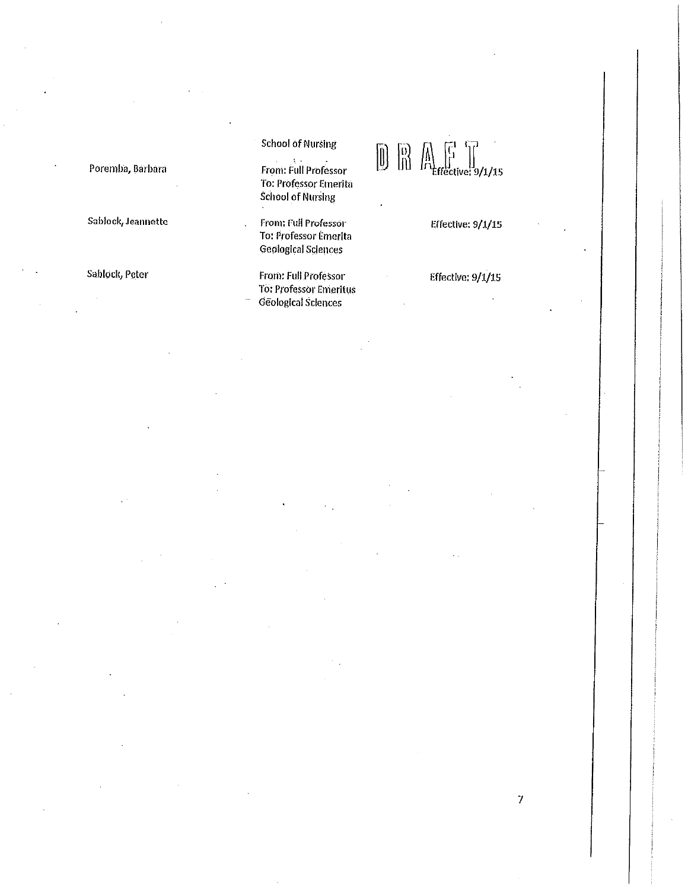School of Nursing

DRAFT

| | | |
|---|---|---|
| Poremba, Barbara | From: Full Professor<br>To: Professor Emerita<br>School of Nursing | Effective: 9/1/15 |
| Sablock, Jeannette | From: Full Professor<br>To: Professor Emerita<br>Geological Sciences | Effective: 9/1/15 |
| Sablock, Peter | From: Full Professor<br>To: Professor Emeritus<br>Geological Sciences | Effective: 9/1/15 |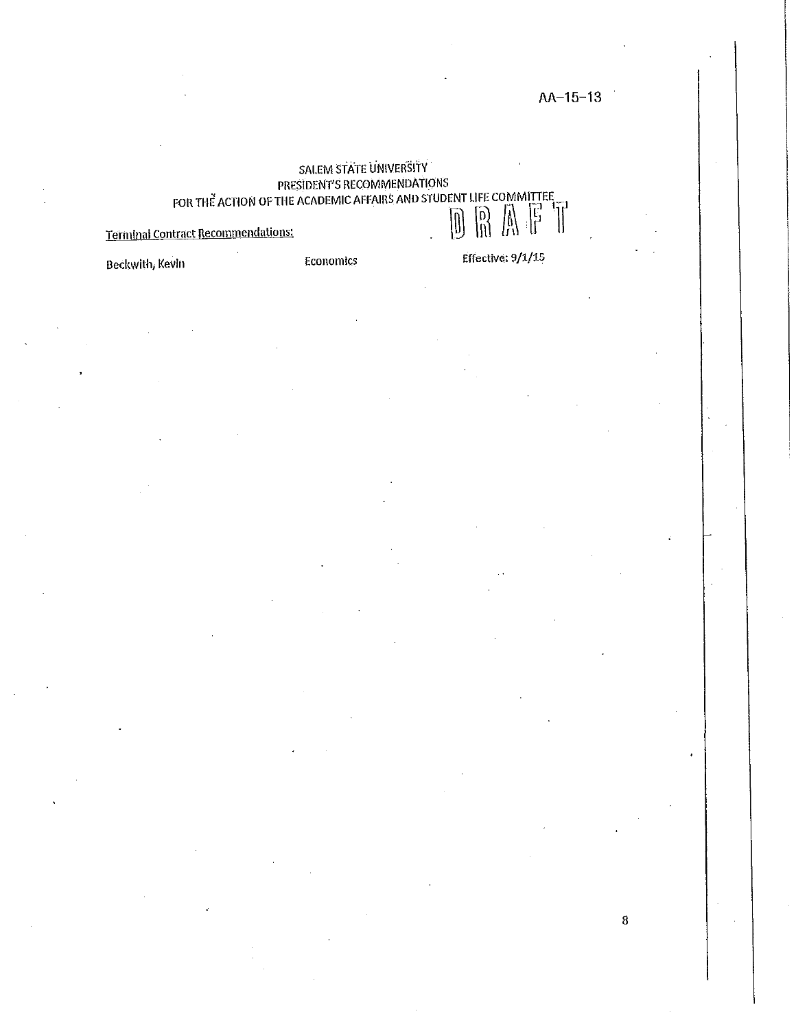AA-15-13

SALEM STATE UNIVERSITY
PRESIDENT'S RECOMMENDATIONS
FOR THE ACTION OF THE ACADEMIC AFFAIRS AND STUDENT LIFE COMMITTEE

DRAFT

Terminal Contract Recommendations:

| Beckwith, Kevin | Economics | Effective: 9/1/15 |
|---|---|---|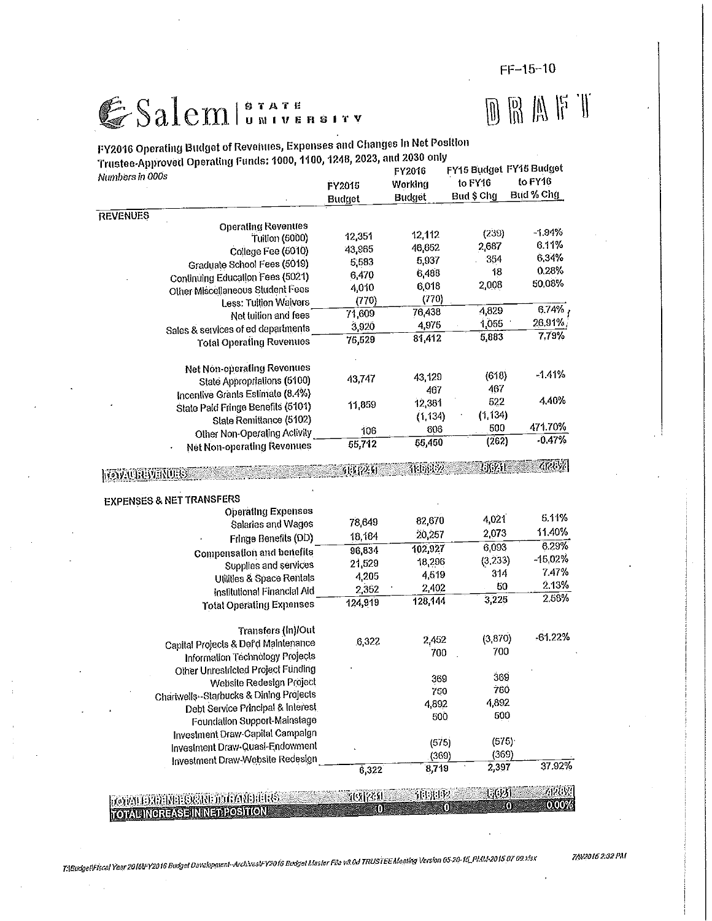FF-15-10

# Salem State University

**DRAFT**

## FY2016 Operating Budget of Revenues, Expenses and Changes in Net Position

Trustee-Approved Operating Funds: 1000, 1100, 1248, 2023, and 2030 only

*Numbers in 000s*

| | FY2015 Budget | FY2016 Working Budget | FY15 Budget to FY16 Bud $ Chg | FY15 Budget to FY16 Bud % Chg |
|---|---|---|---|---|
| **REVENUES** | | | | |
| **Operating Revenues** | | | | |
| Tuition (5000) | 12,351 | 12,112 | (239) | -1.94% |
| College Fee (5010) | 43,965 | 46,652 | 2,687 | 6.11% |
| Graduate School Fees (5019) | 5,583 | 5,937 | 354 | 6.34% |
| Continuing Education Fees (5021) | 6,470 | 6,488 | 18 | 0.28% |
| Other Miscellaneous Student Fees | 4,010 | 6,018 | 2,008 | 50.08% |
| Less: Tuition Waivers | (770) | (770) | | |
| Net tuition and fees | 71,609 | 76,438 | 4,829 | 6.74% |
| Sales & services of ed departments | 3,920 | 4,975 | 1,055 | 26.91% |
| **Total Operating Revenues** | 75,529 | 81,412 | 5,883 | 7.79% |
| **Net Non-operating Revenues** | | | | |
| State Appropriations (5100) | 43,747 | 43,129 | (618) | -1.41% |
| Incentive Grants Estimate (8.4%) | | 467 | 467 | |
| State Paid Fringe Benefits (5101) | 11,859 | 12,381 | 522 | 4.40% |
| State Remittance (5102) | | (1,134) | (1,134) | |
| Other Non-Operating Activity | 106 | 606 | 500 | 471.70% |
| **Net Non-operating Revenues** | 55,712 | 55,450 | (262) | -0.47% |
| **TOTAL REVENUES** | 131,241 | 136,862 | 5,621 | 4.28% |
| **EXPENSES & NET TRANSFERS** | | | | |
| **Operating Expenses** | | | | |
| Salaries and Wages | 78,649 | 82,670 | 4,021 | 5.11% |
| Fringe Benefits (DD) | 18,184 | 20,257 | 2,073 | 11.40% |
| Compensation and benefits | 96,834 | 102,927 | 6,093 | 6.29% |
| Supplies and services | 21,529 | 18,296 | (3,233) | -15.02% |
| Utilities & Space Rentals | 4,205 | 4,519 | 314 | 7.47% |
| Institutional Financial Aid | 2,352 | 2,402 | 50 | 2.13% |
| **Total Operating Expenses** | 124,919 | 128,144 | 3,225 | 2.58% |
| **Transfers (In)/Out** | | | | |
| Capital Projects & Def'd Maintenance | 6,322 | 2,452 | (3,870) | -61.22% |
| Information Technology Projects | | 700 | 700 | |
| Other Unrestricted Project Funding | | | | |
| Website Redesign Project | | 369 | 369 | |
| Chartwells--Starbucks & Dining Projects | | 750 | 750 | |
| Debt Service Principal & Interest | | 4,892 | 4,892 | |
| Foundation Support-Mainstage | | 500 | 500 | |
| Investment Draw-Capital Campaign | | | | |
| Investment Draw-Quasi-Endowment | | (575) | (575) | |
| Investment Draw-Website Redesign | | (369) | (369) | |
| | 6,322 | 8,719 | 2,397 | 37.92% |
| **TOTAL EXPENSES AND TRANSFERS** | 131,241 | 136,862 | 5,621 | 4.28% |
| **TOTAL INCREASE IN NET POSITION** | 0 | 0 | 0 | 0.00% |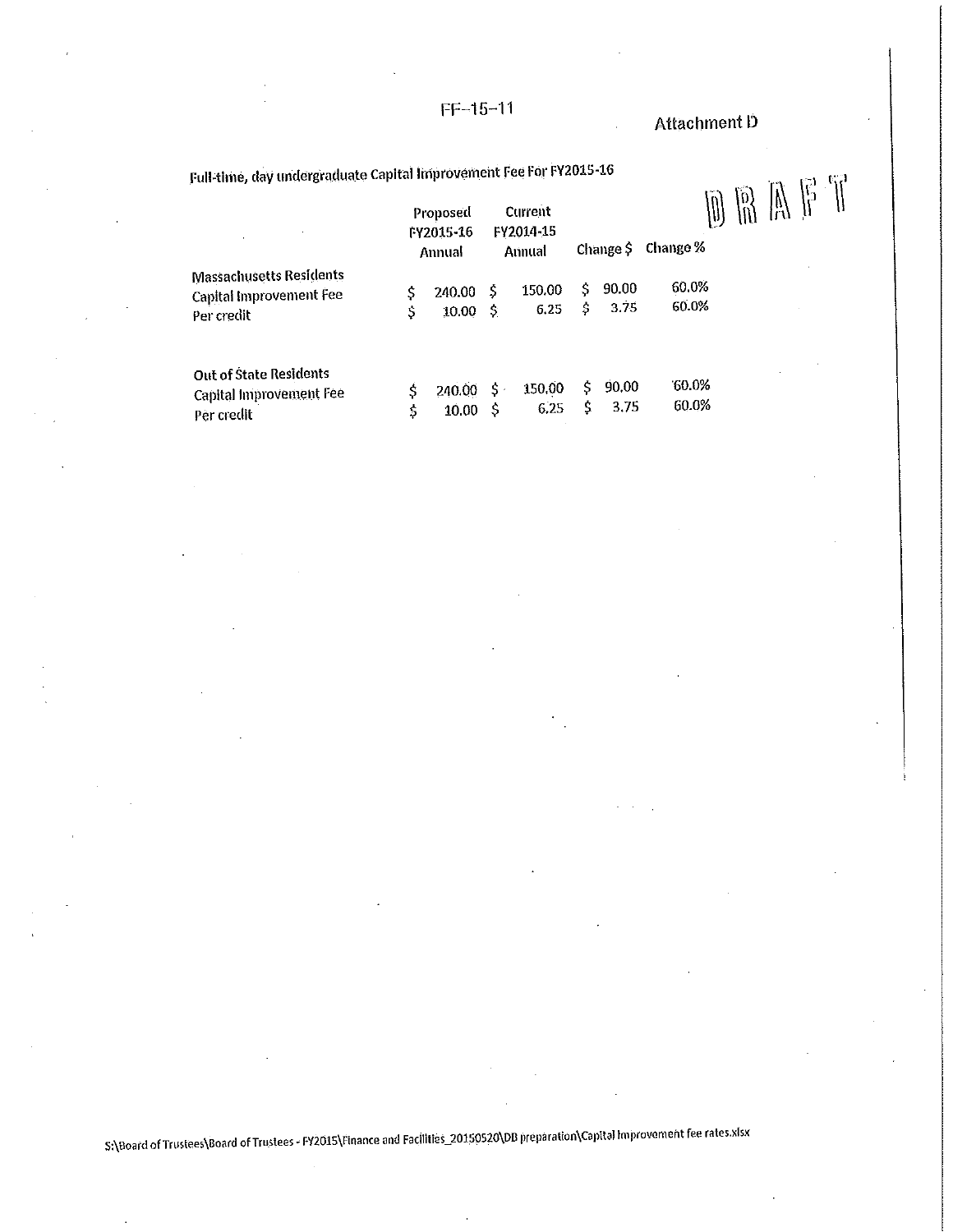FF-15-11

Attachment D

DRAFT

## Full-time, day undergraduate Capital Improvement Fee For FY2015-16

| | Proposed FY2015-16 Annual | Current FY2014-15 Annual | Change $ | Change % |
|---|---|---|---|---|
| **Massachusetts Residents** | | | | |
| Capital Improvement Fee | $ 240.00 | $ 150.00 | $ 90.00 | 60.0% |
| Per credit | $ 10.00 | $ 6.25 | $ 3.75 | 60.0% |
| | | | | |
| **Out of State Residents** | | | | |
| Capital Improvement Fee | $ 240.00 | $ 150.00 | $ 90.00 | 60.0% |
| Per credit | $ 10.00 | $ 6.25 | $ 3.75 | 60.0% |

S:\Board of Trustees\Board of Trustees - FY2015\Finance and Facilities_20150520\DB preparation\Capital Improvement fee rates.xlsx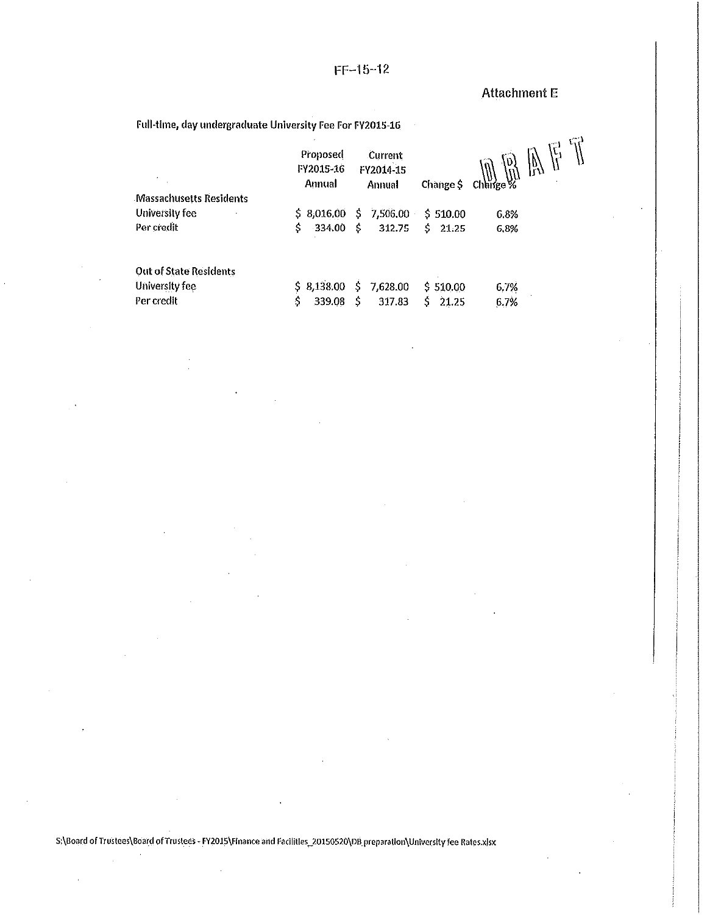FF-15-12

**Attachment E**

DRAFT

Full-time, day undergraduate University Fee For FY2015-16

| | Proposed FY2015-16 Annual | Current FY2014-15 Annual | Change $ | Change % |
|---|---|---|---|---|
| **Massachusetts Residents** | | | | |
| University fee | $ 8,016.00 | $ 7,506.00 | $ 510.00 | 6.8% |
| Per credit | $ 334.00 | $ 312.75 | $ 21.25 | 6.8% |
| | | | | |
| **Out of State Residents** | | | | |
| University fee | $ 8,138.00 | $ 7,628.00 | $ 510.00 | 6.7% |
| Per credit | $ 339.08 | $ 317.83 | $ 21.25 | 6.7% |

S:\Board of Trustees\Board of Trustees - FY2015\Finance and Facilities_20150520\DB preparation\University fee Rates.xlsx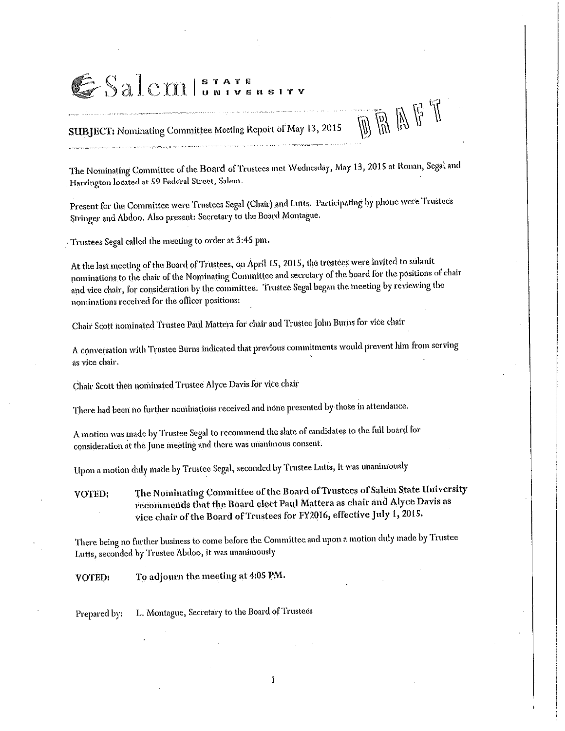Salem STATE UNIVERSITY

**SUBJECT:** Nominating Committee Meeting Report of May 13, 2015

DRAFT

The Nominating Committee of the Board of Trustees met Wednesday, May 13, 2015 at Ronan, Segal and Harrington located at 59 Federal Street, Salem.

Present for the Committee were Trustees Segal (Chair) and Lutts. Participating by phone were Trustees Stringer and Abdoo. Also present: Secretary to the Board Montague.

Trustees Segal called the meeting to order at 3:45 pm.

At the last meeting of the Board of Trustees, on April 15, 2015, the trustees were invited to submit nominations to the chair of the Nominating Committee and secretary of the board for the positions of chair and vice chair, for consideration by the committee. Trustee Segal began the meeting by reviewing the nominations received for the officer positions:

Chair Scott nominated Trustee Paul Mattera for chair and Trustee John Burns for vice chair

A conversation with Trustee Burns indicated that previous commitments would prevent him from serving as vice chair.

Chair Scott then nominated Trustee Alyce Davis for vice chair

There had been no further nominations received and none presented by those in attendance.

A motion was made by Trustee Segal to recommend the slate of candidates to the full board for consideration at the June meeting and there was unanimous consent.

Upon a motion duly made by Trustee Segal, seconded by Trustee Lutts, it was unanimously

**VOTED:** **The Nominating Committee of the Board of Trustees of Salem State University recommends that the Board elect Paul Mattera as chair and Alyce Davis as vice chair of the Board of Trustees for FY2016, effective July 1, 2015.**

There being no further business to come before the Committee and upon a motion duly made by Trustee Lutts, seconded by Trustee Abdoo, it was unanimously

**VOTED:** **To adjourn the meeting at 4:05 PM.**

Prepared by: L. Montague, Secretary to the Board of Trustees